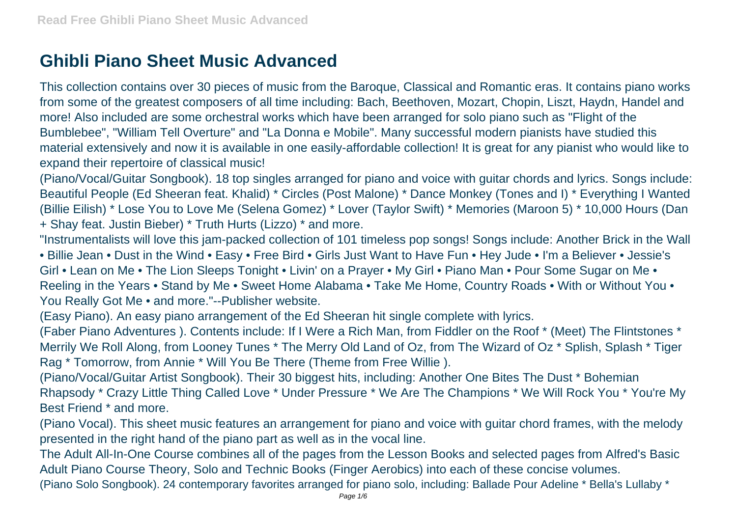# Ghibli Piano Sheet Music Advanced

This collection contains over 30 pieces of music from the Baroque, Classical and Romantic eras. It contains piano works from some of the greatest composers of all time including: Bach, Beethoven, Mozart, Chopin, Liszt, Haydn, Handel and more! Also included are some orchestral works which have been arranged for solo piano such as "Flight of the Bumblebee", "William Tell Overture" and "La Donna e Mobile". Many successful modern pianists have studied this material extensively and now it is available in one easily-affordable collection! It is great for any pianist who would like to expand their repertoire of classical music!

(Piano/Vocal/Guitar Songbook). 18 top singles arranged for piano and voice with guitar chords and lyrics. Songs include: Beautiful People (Ed Sheeran feat. Khalid) * Circles (Post Malone) * Dance Monkey (Tones and I) * Everything I Wanted (Billie Eilish) * Lose You to Love Me (Selena Gomez) * Lover (Taylor Swift) * Memories (Maroon 5) * 10,000 Hours (Dan + Shay feat. Justin Bieber) * Truth Hurts (Lizzo) * and more.

"Instrumentalists will love this jam-packed collection of 101 timeless pop songs! Songs include: Another Brick in the Wall • Billie Jean • Dust in the Wind • Easy • Free Bird • Girls Just Want to Have Fun • Hey Jude • I'm a Believer • Jessie's Girl • Lean on Me • The Lion Sleeps Tonight • Livin' on a Prayer • My Girl • Piano Man • Pour Some Sugar on Me • Reeling in the Years • Stand by Me • Sweet Home Alabama • Take Me Home, Country Roads • With or Without You • You Really Got Me • and more."--Publisher website.

(Easy Piano). An easy piano arrangement of the Ed Sheeran hit single complete with lyrics.

(Faber Piano Adventures ). Contents include: If I Were a Rich Man, from Fiddler on the Roof * (Meet) The Flintstones * Merrily We Roll Along, from Looney Tunes * The Merry Old Land of Oz, from The Wizard of Oz * Splish, Splash * Tiger Rag * Tomorrow, from Annie * Will You Be There (Theme from Free Willie ).

(Piano/Vocal/Guitar Artist Songbook). Their 30 biggest hits, including: Another One Bites The Dust * Bohemian Rhapsody * Crazy Little Thing Called Love * Under Pressure * We Are The Champions * We Will Rock You * You're My Best Friend * and more.

(Piano Vocal). This sheet music features an arrangement for piano and voice with guitar chord frames, with the melody presented in the right hand of the piano part as well as in the vocal line.

The Adult All-In-One Course combines all of the pages from the Lesson Books and selected pages from Alfred's Basic Adult Piano Course Theory, Solo and Technic Books (Finger Aerobics) into each of these concise volumes.

(Piano Solo Songbook). 24 contemporary favorites arranged for piano solo, including: Ballade Pour Adeline * Bella's Lullaby *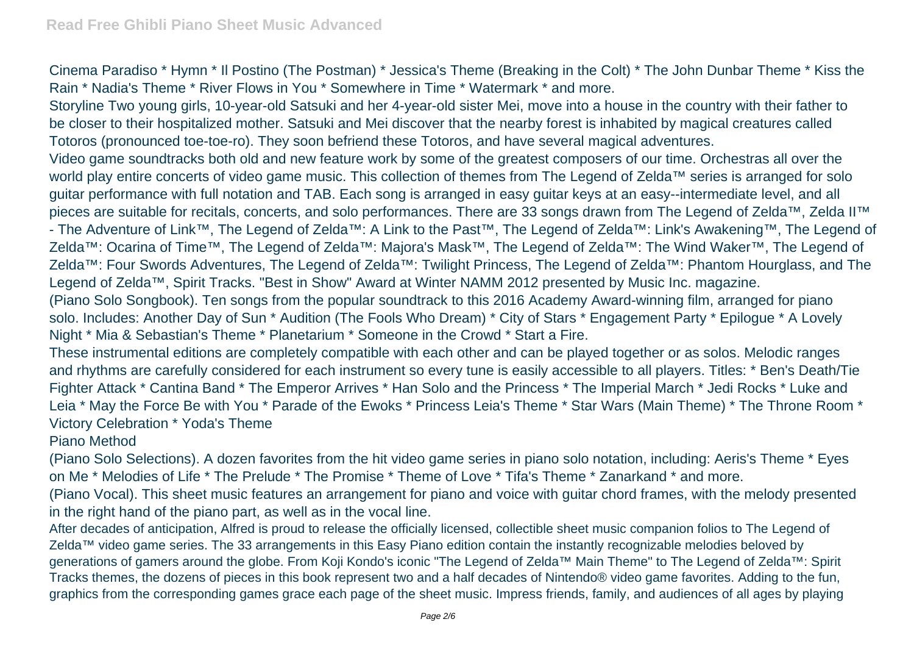Cinema Paradiso * Hymn * Il Postino (The Postman) * Jessica's Theme (Breaking in the Colt) * The John Dunbar Theme * Kiss the Rain * Nadia's Theme * River Flows in You * Somewhere in Time * Watermark * and more.

Storyline Two young girls, 10-year-old Satsuki and her 4-year-old sister Mei, move into a house in the country with their father to be closer to their hospitalized mother. Satsuki and Mei discover that the nearby forest is inhabited by magical creatures called Totoros (pronounced toe-toe-ro). They soon befriend these Totoros, and have several magical adventures.

Video game soundtracks both old and new feature work by some of the greatest composers of our time. Orchestras all over the world play entire concerts of video game music. This collection of themes from The Legend of Zelda™ series is arranged for solo guitar performance with full notation and TAB. Each song is arranged in easy guitar keys at an easy--intermediate level, and all pieces are suitable for recitals, concerts, and solo performances. There are 33 songs drawn from The Legend of Zelda™, Zelda II™ - The Adventure of Link™, The Legend of Zelda™: A Link to the Past™, The Legend of Zelda™: Link's Awakening™, The Legend of Zelda™: Ocarina of Time™, The Legend of Zelda™: Majora's Mask™, The Legend of Zelda™: The Wind Waker™, The Legend of Zelda™: Four Swords Adventures, The Legend of Zelda™: Twilight Princess, The Legend of Zelda™: Phantom Hourglass, and The Legend of Zelda™, Spirit Tracks. "Best in Show" Award at Winter NAMM 2012 presented by Music Inc. magazine.

(Piano Solo Songbook). Ten songs from the popular soundtrack to this 2016 Academy Award-winning film, arranged for piano solo. Includes: Another Day of Sun * Audition (The Fools Who Dream) * City of Stars * Engagement Party * Epilogue * A Lovely Night * Mia & Sebastian's Theme * Planetarium * Someone in the Crowd * Start a Fire.

These instrumental editions are completely compatible with each other and can be played together or as solos. Melodic ranges and rhythms are carefully considered for each instrument so every tune is easily accessible to all players. Titles: * Ben's Death/Tie Fighter Attack * Cantina Band * The Emperor Arrives * Han Solo and the Princess * The Imperial March * Jedi Rocks * Luke and Leia * May the Force Be with You * Parade of the Ewoks * Princess Leia's Theme * Star Wars (Main Theme) * The Throne Room * Victory Celebration * Yoda's Theme

Piano Method

(Piano Solo Selections). A dozen favorites from the hit video game series in piano solo notation, including: Aeris's Theme * Eyes on Me * Melodies of Life * The Prelude * The Promise * Theme of Love * Tifa's Theme * Zanarkand * and more.

(Piano Vocal). This sheet music features an arrangement for piano and voice with guitar chord frames, with the melody presented in the right hand of the piano part, as well as in the vocal line.

After decades of anticipation, Alfred is proud to release the officially licensed, collectible sheet music companion folios to The Legend of Zelda™ video game series. The 33 arrangements in this Easy Piano edition contain the instantly recognizable melodies beloved by generations of gamers around the globe. From Koji Kondo's iconic "The Legend of Zelda™ Main Theme" to The Legend of Zelda™: Spirit Tracks themes, the dozens of pieces in this book represent two and a half decades of Nintendo® video game favorites. Adding to the fun, graphics from the corresponding games grace each page of the sheet music. Impress friends, family, and audiences of all ages by playing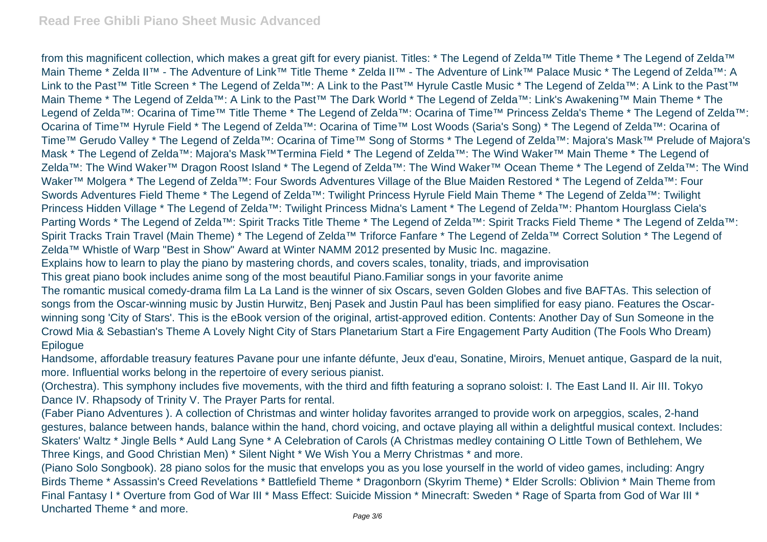from this magnificent collection, which makes a great gift for every pianist. Titles: * The Legend of Zelda™ Title Theme * The Legend of Zelda™ Main Theme * Zelda II™ - The Adventure of Link™ Title Theme * Zelda II™ - The Adventure of Link™ Palace Music * The Legend of Zelda™: A Link to the Past™ Title Screen * The Legend of Zelda™: A Link to the Past™ Hyrule Castle Music * The Legend of Zelda™: A Link to the Past™ Main Theme * The Legend of Zelda™: A Link to the Past™ The Dark World * The Legend of Zelda™: Link's Awakening™ Main Theme * The Legend of Zelda™: Ocarina of Time™ Title Theme * The Legend of Zelda™: Ocarina of Time™ Princess Zelda's Theme * The Legend of Zelda™: Ocarina of Time™ Hyrule Field * The Legend of Zelda™: Ocarina of Time™ Lost Woods (Saria's Song) * The Legend of Zelda™: Ocarina of Time™ Gerudo Valley * The Legend of Zelda™: Ocarina of Time™ Song of Storms * The Legend of Zelda™: Majora's Mask™ Prelude of Majora's Mask * The Legend of Zelda™: Majora's Mask™Termina Field * The Legend of Zelda™: The Wind Waker™ Main Theme * The Legend of Zelda™: The Wind Waker™ Dragon Roost Island * The Legend of Zelda™: The Wind Waker™ Ocean Theme * The Legend of Zelda™: The Wind Waker™ Molgera * The Legend of Zelda™: Four Swords Adventures Village of the Blue Maiden Restored * The Legend of Zelda™: Four Swords Adventures Field Theme * The Legend of Zelda™: Twilight Princess Hyrule Field Main Theme * The Legend of Zelda™: Twilight Princess Hidden Village * The Legend of Zelda™: Twilight Princess Midna's Lament * The Legend of Zelda™: Phantom Hourglass Ciela's Parting Words * The Legend of Zelda™: Spirit Tracks Title Theme * The Legend of Zelda™: Spirit Tracks Field Theme * The Legend of Zelda™: Spirit Tracks Train Travel (Main Theme) * The Legend of Zelda™ Triforce Fanfare * The Legend of Zelda™ Correct Solution * The Legend of Zelda™ Whistle of Warp "Best in Show" Award at Winter NAMM 2012 presented by Music Inc. magazine.

Explains how to learn to play the piano by mastering chords, and covers scales, tonality, triads, and improvisation

This great piano book includes anime song of the most beautiful Piano.Familiar songs in your favorite anime

The romantic musical comedy-drama film La La Land is the winner of six Oscars, seven Golden Globes and five BAFTAs. This selection of songs from the Oscar-winning music by Justin Hurwitz, Benj Pasek and Justin Paul has been simplified for easy piano. Features the Oscar-winning song 'City of Stars'. This is the eBook version of the original, artist-approved edition. Contents: Another Day of Sun Someone in the Crowd Mia & Sebastian's Theme A Lovely Night City of Stars Planetarium Start a Fire Engagement Party Audition (The Fools Who Dream) Epilogue

Handsome, affordable treasury features Pavane pour une infante défunte, Jeux d'eau, Sonatine, Miroirs, Menuet antique, Gaspard de la nuit, more. Influential works belong in the repertoire of every serious pianist.

(Orchestra). This symphony includes five movements, with the third and fifth featuring a soprano soloist: I. The East Land II. Air III. Tokyo Dance IV. Rhapsody of Trinity V. The Prayer Parts for rental.

(Faber Piano Adventures ). A collection of Christmas and winter holiday favorites arranged to provide work on arpeggios, scales, 2-hand gestures, balance between hands, balance within the hand, chord voicing, and octave playing all within a delightful musical context. Includes: Skaters' Waltz * Jingle Bells * Auld Lang Syne * A Celebration of Carols (A Christmas medley containing O Little Town of Bethlehem, We Three Kings, and Good Christian Men) * Silent Night * We Wish You a Merry Christmas * and more.

(Piano Solo Songbook). 28 piano solos for the music that envelops you as you lose yourself in the world of video games, including: Angry Birds Theme * Assassin's Creed Revelations * Battlefield Theme * Dragonborn (Skyrim Theme) * Elder Scrolls: Oblivion * Main Theme from Final Fantasy I * Overture from God of War III * Mass Effect: Suicide Mission * Minecraft: Sweden * Rage of Sparta from God of War III * Uncharted Theme * and more.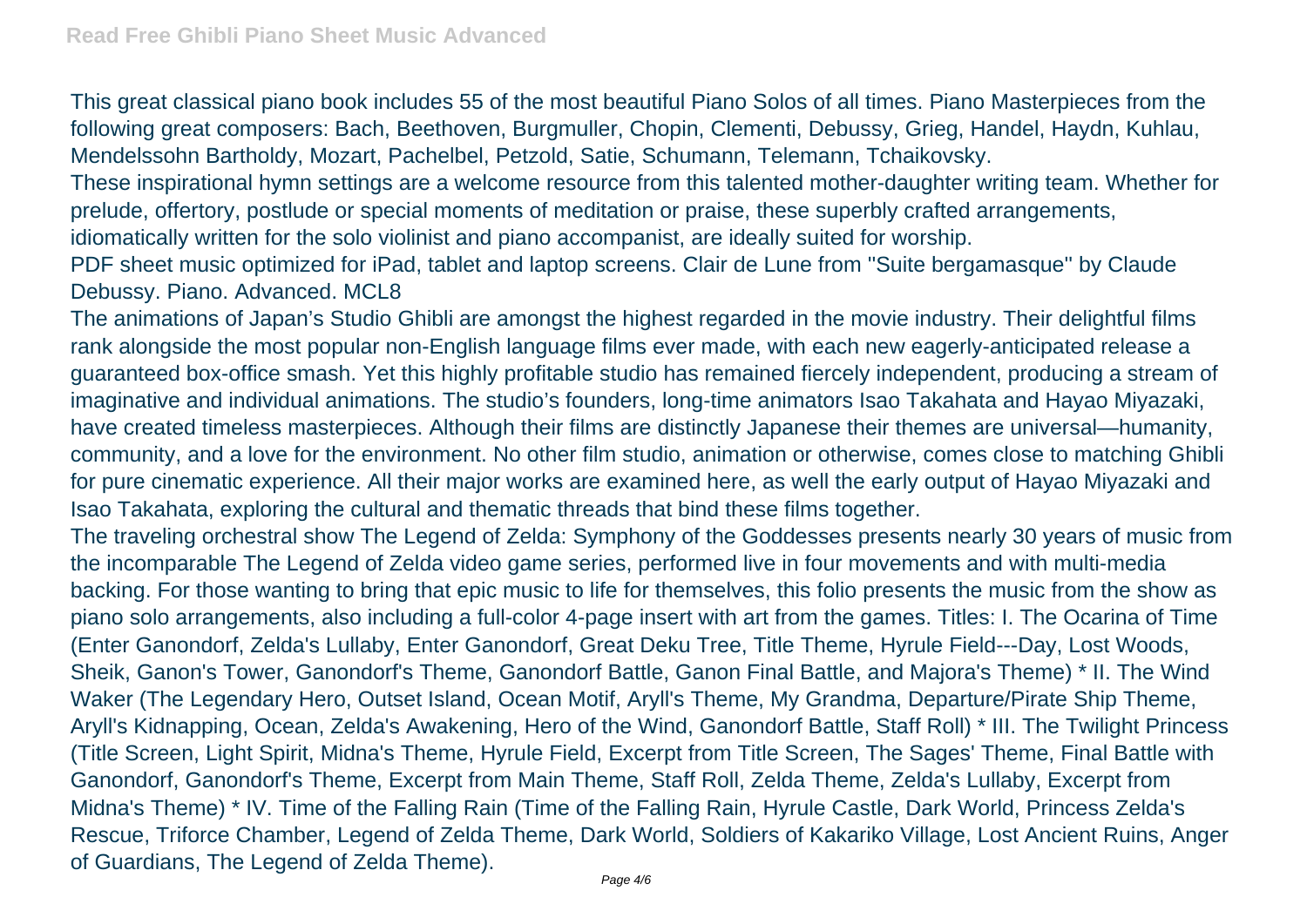This great classical piano book includes 55 of the most beautiful Piano Solos of all times. Piano Masterpieces from the following great composers: Bach, Beethoven, Burgmuller, Chopin, Clementi, Debussy, Grieg, Handel, Haydn, Kuhlau, Mendelssohn Bartholdy, Mozart, Pachelbel, Petzold, Satie, Schumann, Telemann, Tchaikovsky.

These inspirational hymn settings are a welcome resource from this talented mother-daughter writing team. Whether for prelude, offertory, postlude or special moments of meditation or praise, these superbly crafted arrangements, idiomatically written for the solo violinist and piano accompanist, are ideally suited for worship.

PDF sheet music optimized for iPad, tablet and laptop screens. Clair de Lune from "Suite bergamasque" by Claude Debussy. Piano. Advanced. MCL8

The animations of Japan's Studio Ghibli are amongst the highest regarded in the movie industry. Their delightful films rank alongside the most popular non-English language films ever made, with each new eagerly-anticipated release a guaranteed box-office smash. Yet this highly profitable studio has remained fiercely independent, producing a stream of imaginative and individual animations. The studio's founders, long-time animators Isao Takahata and Hayao Miyazaki, have created timeless masterpieces. Although their films are distinctly Japanese their themes are universal—humanity, community, and a love for the environment. No other film studio, animation or otherwise, comes close to matching Ghibli for pure cinematic experience. All their major works are examined here, as well the early output of Hayao Miyazaki and Isao Takahata, exploring the cultural and thematic threads that bind these films together.

The traveling orchestral show The Legend of Zelda: Symphony of the Goddesses presents nearly 30 years of music from the incomparable The Legend of Zelda video game series, performed live in four movements and with multi-media backing. For those wanting to bring that epic music to life for themselves, this folio presents the music from the show as piano solo arrangements, also including a full-color 4-page insert with art from the games. Titles: I. The Ocarina of Time (Enter Ganondorf, Zelda's Lullaby, Enter Ganondorf, Great Deku Tree, Title Theme, Hyrule Field---Day, Lost Woods, Sheik, Ganon's Tower, Ganondorf's Theme, Ganondorf Battle, Ganon Final Battle, and Majora's Theme) * II. The Wind Waker (The Legendary Hero, Outset Island, Ocean Motif, Aryll's Theme, My Grandma, Departure/Pirate Ship Theme, Aryll's Kidnapping, Ocean, Zelda's Awakening, Hero of the Wind, Ganondorf Battle, Staff Roll) * III. The Twilight Princess (Title Screen, Light Spirit, Midna's Theme, Hyrule Field, Excerpt from Title Screen, The Sages' Theme, Final Battle with Ganondorf, Ganondorf's Theme, Excerpt from Main Theme, Staff Roll, Zelda Theme, Zelda's Lullaby, Excerpt from Midna's Theme) * IV. Time of the Falling Rain (Time of the Falling Rain, Hyrule Castle, Dark World, Princess Zelda's Rescue, Triforce Chamber, Legend of Zelda Theme, Dark World, Soldiers of Kakariko Village, Lost Ancient Ruins, Anger of Guardians, The Legend of Zelda Theme).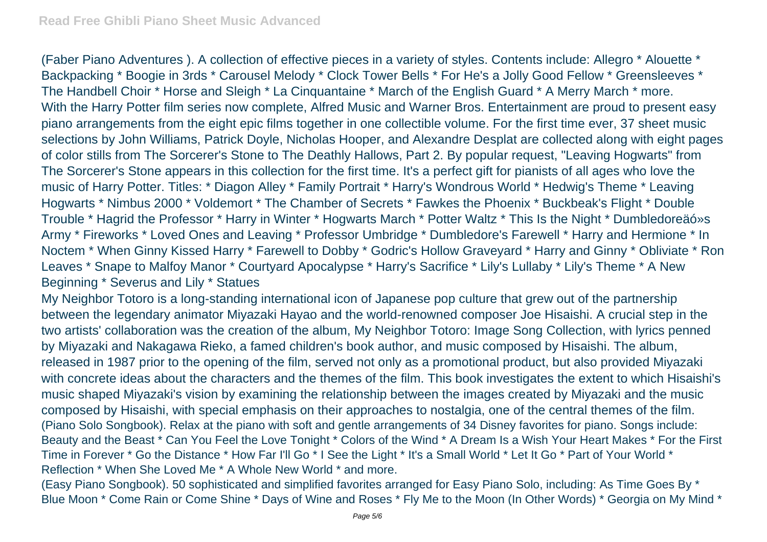(Faber Piano Adventures ). A collection of effective pieces in a variety of styles. Contents include: Allegro * Alouette * Backpacking * Boogie in 3rds * Carousel Melody * Clock Tower Bells * For He's a Jolly Good Fellow * Greensleeves * The Handbell Choir * Horse and Sleigh * La Cinquantaine * March of the English Guard * A Merry March * more.

With the Harry Potter film series now complete, Alfred Music and Warner Bros. Entertainment are proud to present easy piano arrangements from the eight epic films together in one collectible volume. For the first time ever, 37 sheet music selections by John Williams, Patrick Doyle, Nicholas Hooper, and Alexandre Desplat are collected along with eight pages of color stills from The Sorcerer's Stone to The Deathly Hallows, Part 2. By popular request, "Leaving Hogwarts" from The Sorcerer's Stone appears in this collection for the first time. It's a perfect gift for pianists of all ages who love the music of Harry Potter. Titles: * Diagon Alley * Family Portrait * Harry's Wondrous World * Hedwig's Theme * Leaving Hogwarts * Nimbus 2000 * Voldemort * The Chamber of Secrets * Fawkes the Phoenix * Buckbeak's Flight * Double Trouble * Hagrid the Professor * Harry in Winter * Hogwarts March * Potter Waltz * This Is the Night * Dumbledoreäó»s Army * Fireworks * Loved Ones and Leaving * Professor Umbridge * Dumbledore's Farewell * Harry and Hermione * In Noctem * When Ginny Kissed Harry * Farewell to Dobby * Godric's Hollow Graveyard * Harry and Ginny * Obliviate * Ron Leaves * Snape to Malfoy Manor * Courtyard Apocalypse * Harry's Sacrifice * Lily's Lullaby * Lily's Theme * A New Beginning * Severus and Lily * Statues

My Neighbor Totoro is a long-standing international icon of Japanese pop culture that grew out of the partnership between the legendary animator Miyazaki Hayao and the world-renowned composer Joe Hisaishi. A crucial step in the two artists' collaboration was the creation of the album, My Neighbor Totoro: Image Song Collection, with lyrics penned by Miyazaki and Nakagawa Rieko, a famed children's book author, and music composed by Hisaishi. The album, released in 1987 prior to the opening of the film, served not only as a promotional product, but also provided Miyazaki with concrete ideas about the characters and the themes of the film. This book investigates the extent to which Hisaishi's music shaped Miyazaki's vision by examining the relationship between the images created by Miyazaki and the music composed by Hisaishi, with special emphasis on their approaches to nostalgia, one of the central themes of the film.

(Piano Solo Songbook). Relax at the piano with soft and gentle arrangements of 34 Disney favorites for piano. Songs include: Beauty and the Beast * Can You Feel the Love Tonight * Colors of the Wind * A Dream Is a Wish Your Heart Makes * For the First Time in Forever * Go the Distance * How Far I'll Go * I See the Light * It's a Small World * Let It Go * Part of Your World * Reflection * When She Loved Me * A Whole New World * and more.

(Easy Piano Songbook). 50 sophisticated and simplified favorites arranged for Easy Piano Solo, including: As Time Goes By * Blue Moon * Come Rain or Come Shine * Days of Wine and Roses * Fly Me to the Moon (In Other Words) * Georgia on My Mind *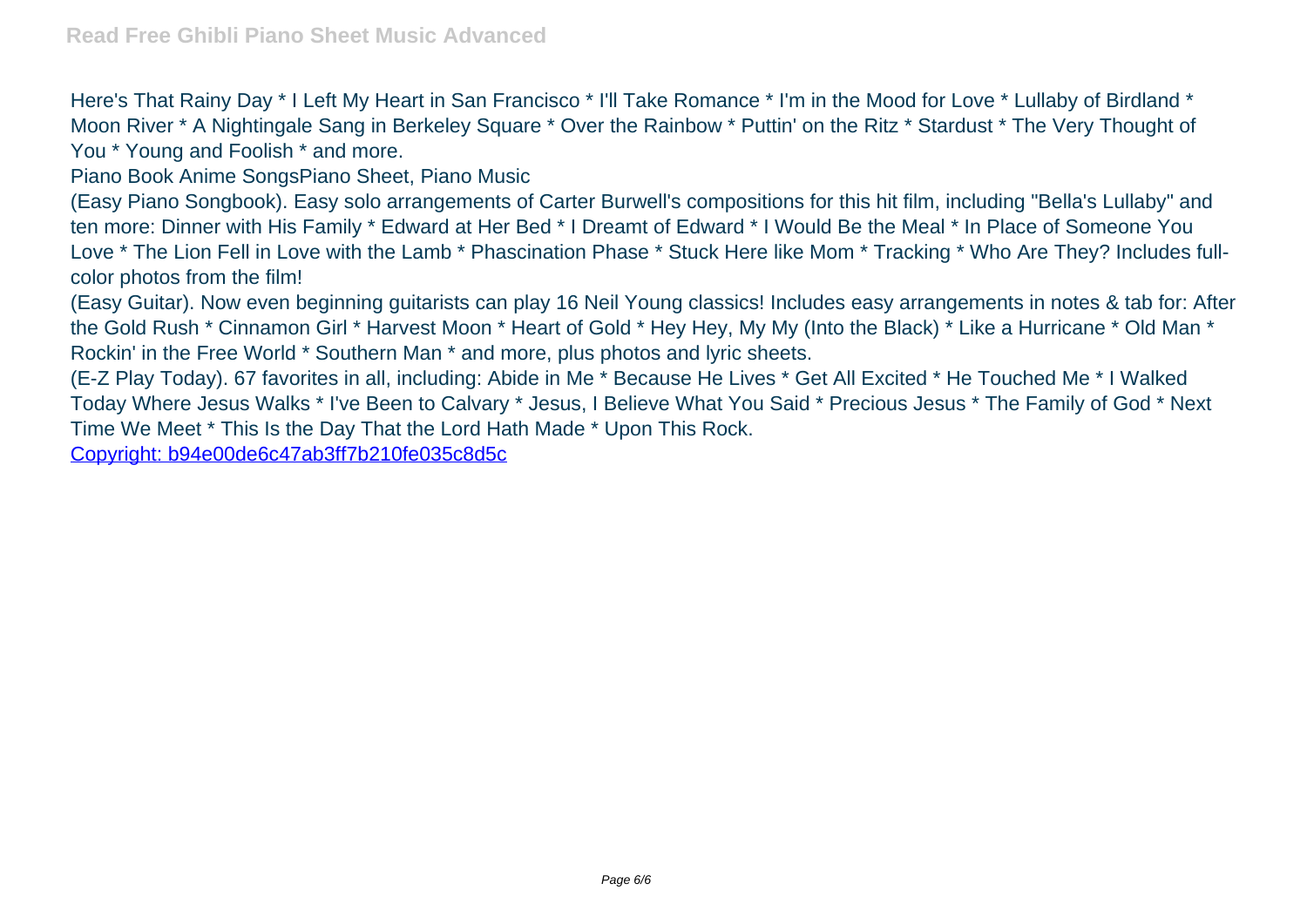Here's That Rainy Day * I Left My Heart in San Francisco * I'll Take Romance * I'm in the Mood for Love * Lullaby of Birdland * Moon River * A Nightingale Sang in Berkeley Square * Over the Rainbow * Puttin' on the Ritz * Stardust * The Very Thought of You * Young and Foolish * and more.

Piano Book Anime SongsPiano Sheet, Piano Music

(Easy Piano Songbook). Easy solo arrangements of Carter Burwell's compositions for this hit film, including "Bella's Lullaby" and ten more: Dinner with His Family * Edward at Her Bed * I Dreamt of Edward * I Would Be the Meal * In Place of Someone You Love * The Lion Fell in Love with the Lamb * Phascination Phase * Stuck Here like Mom * Tracking * Who Are They? Includes full-color photos from the film!

(Easy Guitar). Now even beginning guitarists can play 16 Neil Young classics! Includes easy arrangements in notes & tab for: After the Gold Rush * Cinnamon Girl * Harvest Moon * Heart of Gold * Hey Hey, My My (Into the Black) * Like a Hurricane * Old Man * Rockin' in the Free World * Southern Man * and more, plus photos and lyric sheets.

(E-Z Play Today). 67 favorites in all, including: Abide in Me * Because He Lives * Get All Excited * He Touched Me * I Walked Today Where Jesus Walks * I've Been to Calvary * Jesus, I Believe What You Said * Precious Jesus * The Family of God * Next Time We Meet * This Is the Day That the Lord Hath Made * Upon This Rock.

Copyright: b94e00de6c47ab3ff7b210fe035c8d5c